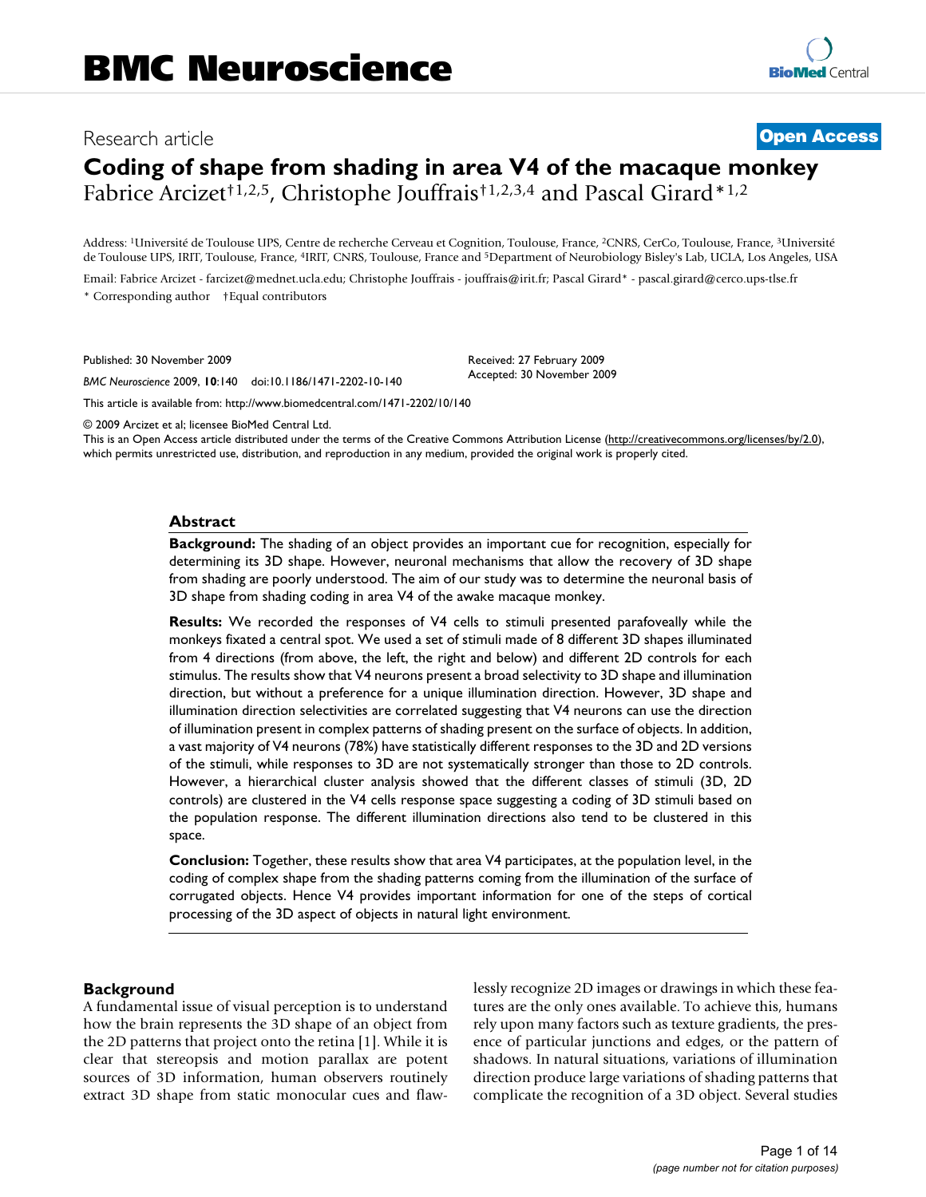# Coding of shape from shading in area V4 of the macaque monkey

Fabrice Arcizet†[1,2,5], Christophe Jouffrais†[1,2,3,4] and Pascal Girard*[1,2]

Address: [1]Université de Toulouse UPS, Centre de recherche Cerveau et Cognition, Toulouse, France, [2]CNRS, CerCo, Toulouse, France, [3]Université de Toulouse UPS, IRIT, Toulouse, France, [4]IRIT, CNRS, Toulouse, France and [5]Department of Neurobiology Bisley's Lab, UCLA, Los Angeles, USA

Email: Fabrice Arcizet - farcizet@mednet.ucla.edu; Christophe Jouffrais - jouffrais@irit.fr; Pascal Girard* - pascal.girard@cerco.ups-tlse.fr

\* Corresponding author †Equal contributors

Published: 30 November 2009

*BMC Neuroscience* 2009, **10**:140 doi:10.1186/1471-2202-10-140

Received: 27 February 2009
Accepted: 30 November 2009

This article is available from: http://www.biomedcentral.com/1471-2202/10/140

© 2009 Arcizet et al; licensee BioMed Central Ltd.
This is an Open Access article distributed under the terms of the Creative Commons Attribution License (http://creativecommons.org/licenses/by/2.0), which permits unrestricted use, distribution, and reproduction in any medium, provided the original work is properly cited.

## Abstract

**Background:** The shading of an object provides an important cue for recognition, especially for determining its 3D shape. However, neuronal mechanisms that allow the recovery of 3D shape from shading are poorly understood. The aim of our study was to determine the neuronal basis of 3D shape from shading coding in area V4 of the awake macaque monkey.

**Results:** We recorded the responses of V4 cells to stimuli presented parafoveally while the monkeys fixated a central spot. We used a set of stimuli made of 8 different 3D shapes illuminated from 4 directions (from above, the left, the right and below) and different 2D controls for each stimulus. The results show that V4 neurons present a broad selectivity to 3D shape and illumination direction, but without a preference for a unique illumination direction. However, 3D shape and illumination direction selectivities are correlated suggesting that V4 neurons can use the direction of illumination present in complex patterns of shading present on the surface of objects. In addition, a vast majority of V4 neurons (78%) have statistically different responses to the 3D and 2D versions of the stimuli, while responses to 3D are not systematically stronger than those to 2D controls. However, a hierarchical cluster analysis showed that the different classes of stimuli (3D, 2D controls) are clustered in the V4 cells response space suggesting a coding of 3D stimuli based on the population response. The different illumination directions also tend to be clustered in this space.

**Conclusion:** Together, these results show that area V4 participates, at the population level, in the coding of complex shape from the shading patterns coming from the illumination of the surface of corrugated objects. Hence V4 provides important information for one of the steps of cortical processing of the 3D aspect of objects in natural light environment.

## Background

A fundamental issue of visual perception is to understand how the brain represents the 3D shape of an object from the 2D patterns that project onto the retina [1]. While it is clear that stereopsis and motion parallax are potent sources of 3D information, human observers routinely extract 3D shape from static monocular cues and flawlessly recognize 2D images or drawings in which these features are the only ones available. To achieve this, humans rely upon many factors such as texture gradients, the presence of particular junctions and edges, or the pattern of shadows. In natural situations, variations of illumination direction produce large variations of shading patterns that complicate the recognition of a 3D object. Several studies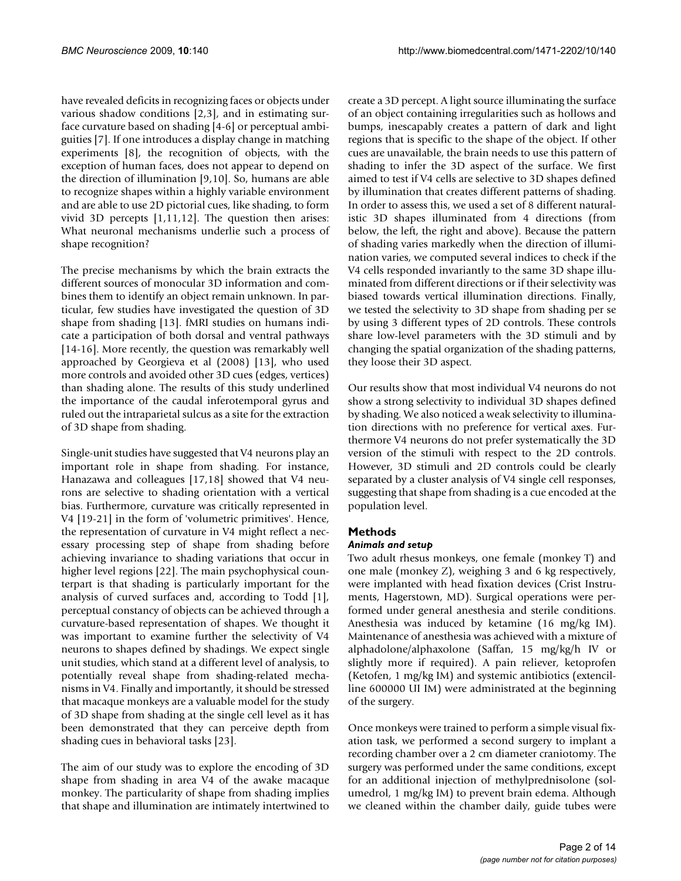have revealed deficits in recognizing faces or objects under various shadow conditions [2,3], and in estimating surface curvature based on shading [4-6] or perceptual ambiguities [7]. If one introduces a display change in matching experiments [8], the recognition of objects, with the exception of human faces, does not appear to depend on the direction of illumination [9,10]. So, humans are able to recognize shapes within a highly variable environment and are able to use 2D pictorial cues, like shading, to form vivid 3D percepts [1,11,12]. The question then arises: What neuronal mechanisms underlie such a process of shape recognition?

The precise mechanisms by which the brain extracts the different sources of monocular 3D information and combines them to identify an object remain unknown. In particular, few studies have investigated the question of 3D shape from shading [13]. fMRI studies on humans indicate a participation of both dorsal and ventral pathways [14-16]. More recently, the question was remarkably well approached by Georgieva et al (2008) [13], who used more controls and avoided other 3D cues (edges, vertices) than shading alone. The results of this study underlined the importance of the caudal inferotemporal gyrus and ruled out the intraparietal sulcus as a site for the extraction of 3D shape from shading.

Single-unit studies have suggested that V4 neurons play an important role in shape from shading. For instance, Hanazawa and colleagues [17,18] showed that V4 neurons are selective to shading orientation with a vertical bias. Furthermore, curvature was critically represented in V4 [19-21] in the form of 'volumetric primitives'. Hence, the representation of curvature in V4 might reflect a necessary processing step of shape from shading before achieving invariance to shading variations that occur in higher level regions [22]. The main psychophysical counterpart is that shading is particularly important for the analysis of curved surfaces and, according to Todd [1], perceptual constancy of objects can be achieved through a curvature-based representation of shapes. We thought it was important to examine further the selectivity of V4 neurons to shapes defined by shadings. We expect single unit studies, which stand at a different level of analysis, to potentially reveal shape from shading-related mechanisms in V4. Finally and importantly, it should be stressed that macaque monkeys are a valuable model for the study of 3D shape from shading at the single cell level as it has been demonstrated that they can perceive depth from shading cues in behavioral tasks [23].

The aim of our study was to explore the encoding of 3D shape from shading in area V4 of the awake macaque monkey. The particularity of shape from shading implies that shape and illumination are intimately intertwined to create a 3D percept. A light source illuminating the surface of an object containing irregularities such as hollows and bumps, inescapably creates a pattern of dark and light regions that is specific to the shape of the object. If other cues are unavailable, the brain needs to use this pattern of shading to infer the 3D aspect of the surface. We first aimed to test if V4 cells are selective to 3D shapes defined by illumination that creates different patterns of shading. In order to assess this, we used a set of 8 different naturalistic 3D shapes illuminated from 4 directions (from below, the left, the right and above). Because the pattern of shading varies markedly when the direction of illumination varies, we computed several indices to check if the V4 cells responded invariantly to the same 3D shape illuminated from different directions or if their selectivity was biased towards vertical illumination directions. Finally, we tested the selectivity to 3D shape from shading per se by using 3 different types of 2D controls. These controls share low-level parameters with the 3D stimuli and by changing the spatial organization of the shading patterns, they loose their 3D aspect.

Our results show that most individual V4 neurons do not show a strong selectivity to individual 3D shapes defined by shading. We also noticed a weak selectivity to illumination directions with no preference for vertical axes. Furthermore V4 neurons do not prefer systematically the 3D version of the stimuli with respect to the 2D controls. However, 3D stimuli and 2D controls could be clearly separated by a cluster analysis of V4 single cell responses, suggesting that shape from shading is a cue encoded at the population level.

## Methods

### *Animals and setup*

Two adult rhesus monkeys, one female (monkey T) and one male (monkey Z), weighing 3 and 6 kg respectively, were implanted with head fixation devices (Crist Instruments, Hagerstown, MD). Surgical operations were performed under general anesthesia and sterile conditions. Anesthesia was induced by ketamine (16 mg/kg IM). Maintenance of anesthesia was achieved with a mixture of alphadolone/alphaxolone (Saffan, 15 mg/kg/h IV or slightly more if required). A pain reliever, ketoprofen (Ketofen, 1 mg/kg IM) and systemic antibiotics (extencilline 600000 UI IM) were administrated at the beginning of the surgery.

Once monkeys were trained to perform a simple visual fixation task, we performed a second surgery to implant a recording chamber over a 2 cm diameter craniotomy. The surgery was performed under the same conditions, except for an additional injection of methylprednisolone (solumedrol, 1 mg/kg IM) to prevent brain edema. Although we cleaned within the chamber daily, guide tubes were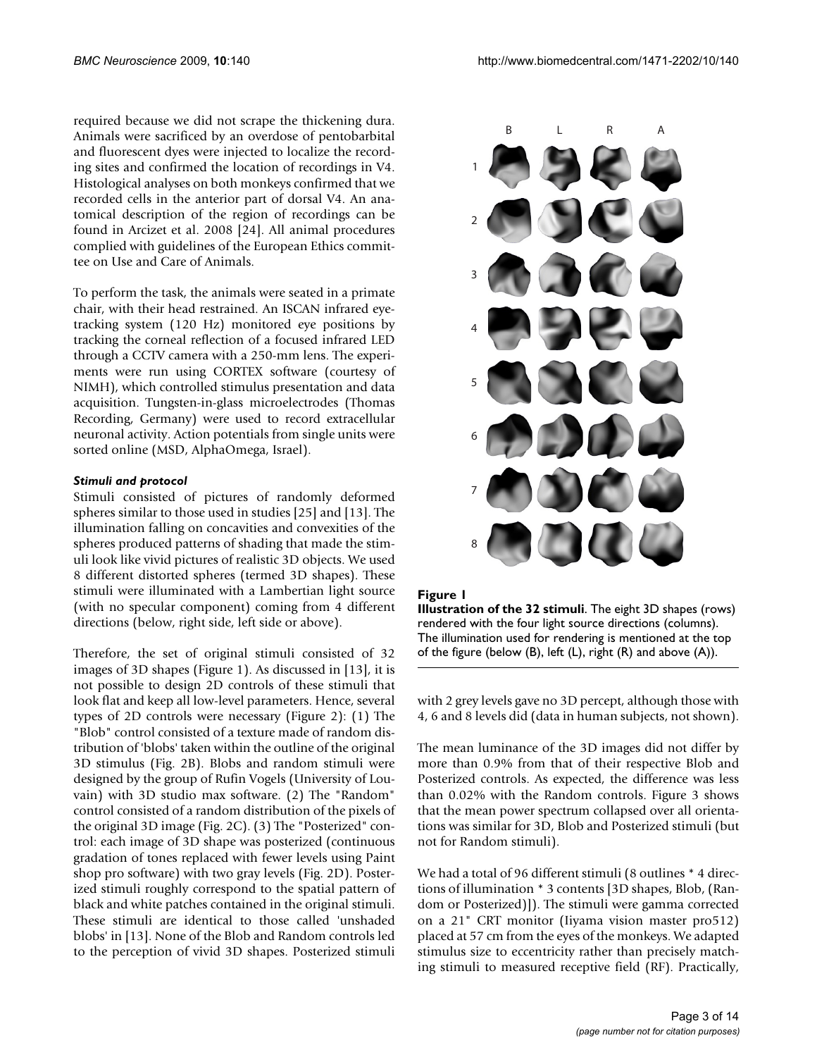required because we did not scrape the thickening dura. Animals were sacrificed by an overdose of pentobarbital and fluorescent dyes were injected to localize the recording sites and confirmed the location of recordings in V4. Histological analyses on both monkeys confirmed that we recorded cells in the anterior part of dorsal V4. An anatomical description of the region of recordings can be found in Arcizet et al. 2008 [24]. All animal procedures complied with guidelines of the European Ethics committee on Use and Care of Animals.

To perform the task, the animals were seated in a primate chair, with their head restrained. An ISCAN infrared eye-tracking system (120 Hz) monitored eye positions by tracking the corneal reflection of a focused infrared LED through a CCTV camera with a 250-mm lens. The experiments were run using CORTEX software (courtesy of NIMH), which controlled stimulus presentation and data acquisition. Tungsten-in-glass microelectrodes (Thomas Recording, Germany) were used to record extracellular neuronal activity. Action potentials from single units were sorted online (MSD, AlphaOmega, Israel).

### *Stimuli and protocol*

Stimuli consisted of pictures of randomly deformed spheres similar to those used in studies [25] and [13]. The illumination falling on concavities and convexities of the spheres produced patterns of shading that made the stimuli look like vivid pictures of realistic 3D objects. We used 8 different distorted spheres (termed 3D shapes). These stimuli were illuminated with a Lambertian light source (with no specular component) coming from 4 different directions (below, right side, left side or above).

Therefore, the set of original stimuli consisted of 32 images of 3D shapes (Figure 1). As discussed in [13], it is not possible to design 2D controls of these stimuli that look flat and keep all low-level parameters. Hence, several types of 2D controls were necessary (Figure 2): (1) The "Blob" control consisted of a texture made of random distribution of 'blobs' taken within the outline of the original 3D stimulus (Fig. 2B). Blobs and random stimuli were designed by the group of Rufin Vogels (University of Louvain) with 3D studio max software. (2) The "Random" control consisted of a random distribution of the pixels of the original 3D image (Fig. 2C). (3) The "Posterized" control: each image of 3D shape was posterized (continuous gradation of tones replaced with fewer levels using Paint shop pro software) with two gray levels (Fig. 2D). Posterized stimuli roughly correspond to the spatial pattern of black and white patches contained in the original stimuli. These stimuli are identical to those called 'unshaded blobs' in [13]. None of the Blob and Random controls led to the perception of vivid 3D shapes. Posterized stimuli with 2 grey levels gave no 3D percept, although those with 4, 6 and 8 levels did (data in human subjects, not shown).

**Figure 1**
**Illustration of the 32 stimuli**. The eight 3D shapes (rows) rendered with the four light source directions (columns). The illumination used for rendering is mentioned at the top of the figure (below (B), left (L), right (R) and above (A)).

The mean luminance of the 3D images did not differ by more than 0.9% from that of their respective Blob and Posterized controls. As expected, the difference was less than 0.02% with the Random controls. Figure 3 shows that the mean power spectrum collapsed over all orientations was similar for 3D, Blob and Posterized stimuli (but not for Random stimuli).

We had a total of 96 different stimuli (8 outlines * 4 directions of illumination * 3 contents [3D shapes, Blob, (Random or Posterized)]). The stimuli were gamma corrected on a 21" CRT monitor (Iiyama vision master pro512) placed at 57 cm from the eyes of the monkeys. We adapted stimulus size to eccentricity rather than precisely matching stimuli to measured receptive field (RF). Practically,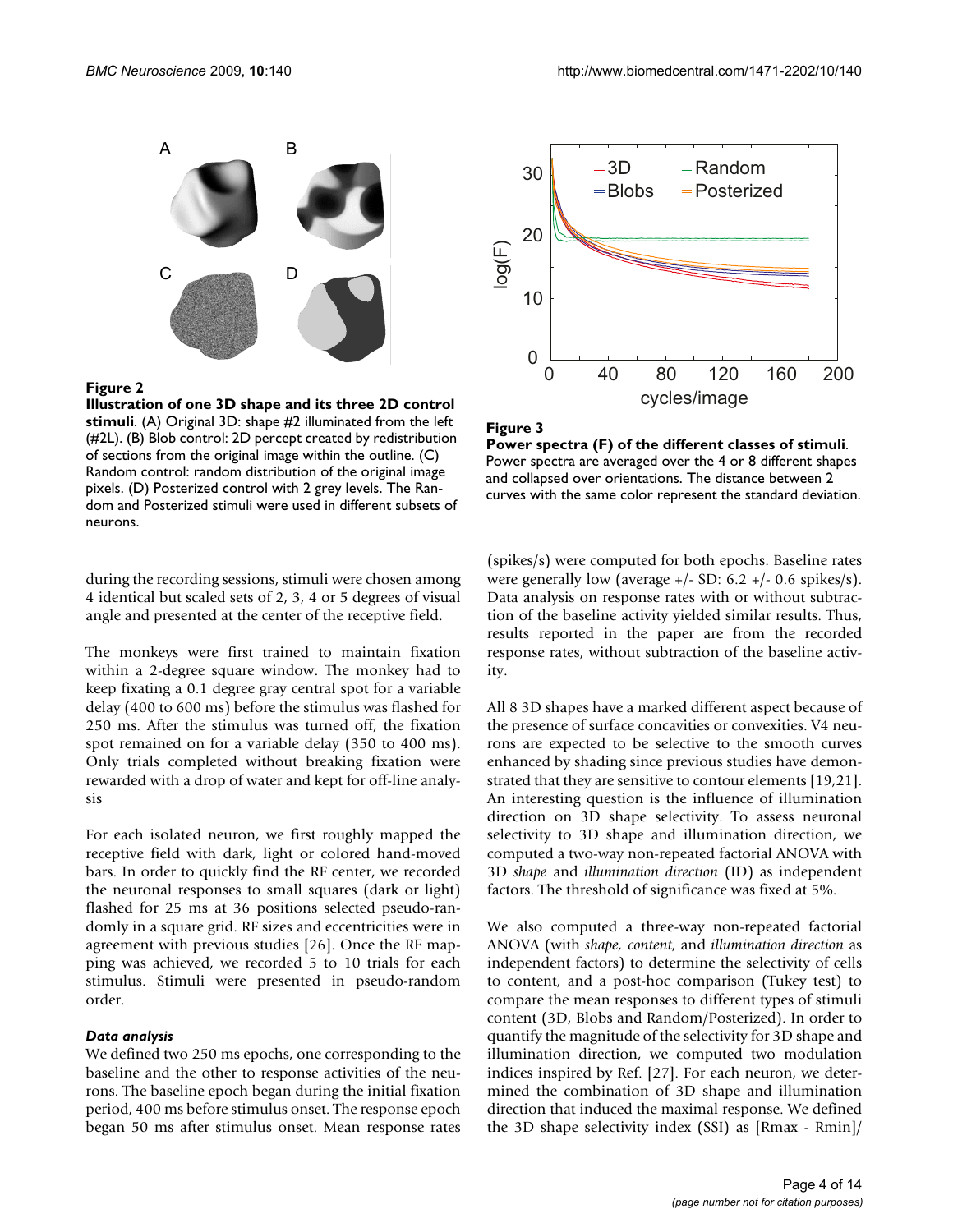**Figure 2**

**Illustration of one 3D shape and its three 2D control stimuli**. (A) Original 3D: shape #2 illuminated from the left (#2L). (B) Blob control: 2D percept created by redistribution of sections from the original image within the outline. (C) Random control: random distribution of the original image pixels. (D) Posterized control with 2 grey levels. The Random and Posterized stimuli were used in different subsets of neurons.

**Figure 3**

**Power spectra (F) of the different classes of stimuli**. Power spectra are averaged over the 4 or 8 different shapes and collapsed over orientations. The distance between 2 curves with the same color represent the standard deviation.

during the recording sessions, stimuli were chosen among 4 identical but scaled sets of 2, 3, 4 or 5 degrees of visual angle and presented at the center of the receptive field.

The monkeys were first trained to maintain fixation within a 2-degree square window. The monkey had to keep fixating a 0.1 degree gray central spot for a variable delay (400 to 600 ms) before the stimulus was flashed for 250 ms. After the stimulus was turned off, the fixation spot remained on for a variable delay (350 to 400 ms). Only trials completed without breaking fixation were rewarded with a drop of water and kept for off-line analysis

For each isolated neuron, we first roughly mapped the receptive field with dark, light or colored hand-moved bars. In order to quickly find the RF center, we recorded the neuronal responses to small squares (dark or light) flashed for 25 ms at 36 positions selected pseudo-randomly in a square grid. RF sizes and eccentricities were in agreement with previous studies [26]. Once the RF mapping was achieved, we recorded 5 to 10 trials for each stimulus. Stimuli were presented in pseudo-random order.

#### *Data analysis*

We defined two 250 ms epochs, one corresponding to the baseline and the other to response activities of the neurons. The baseline epoch began during the initial fixation period, 400 ms before stimulus onset. The response epoch began 50 ms after stimulus onset. Mean response rates (spikes/s) were computed for both epochs. Baseline rates were generally low (average +/- SD: 6.2 +/- 0.6 spikes/s). Data analysis on response rates with or without subtraction of the baseline activity yielded similar results. Thus, results reported in the paper are from the recorded response rates, without subtraction of the baseline activity.

All 8 3D shapes have a marked different aspect because of the presence of surface concavities or convexities. V4 neurons are expected to be selective to the smooth curves enhanced by shading since previous studies have demonstrated that they are sensitive to contour elements [19,21]. An interesting question is the influence of illumination direction on 3D shape selectivity. To assess neuronal selectivity to 3D shape and illumination direction, we computed a two-way non-repeated factorial ANOVA with 3D *shape* and *illumination direction* (ID) as independent factors. The threshold of significance was fixed at 5%.

We also computed a three-way non-repeated factorial ANOVA (with *shape, content*, and *illumination direction* as independent factors) to determine the selectivity of cells to content, and a post-hoc comparison (Tukey test) to compare the mean responses to different types of stimuli content (3D, Blobs and Random/Posterized). In order to quantify the magnitude of the selectivity for 3D shape and illumination direction, we computed two modulation indices inspired by Ref. [27]. For each neuron, we determined the combination of 3D shape and illumination direction that induced the maximal response. We defined the 3D shape selectivity index (SSI) as [Rmax - Rmin]/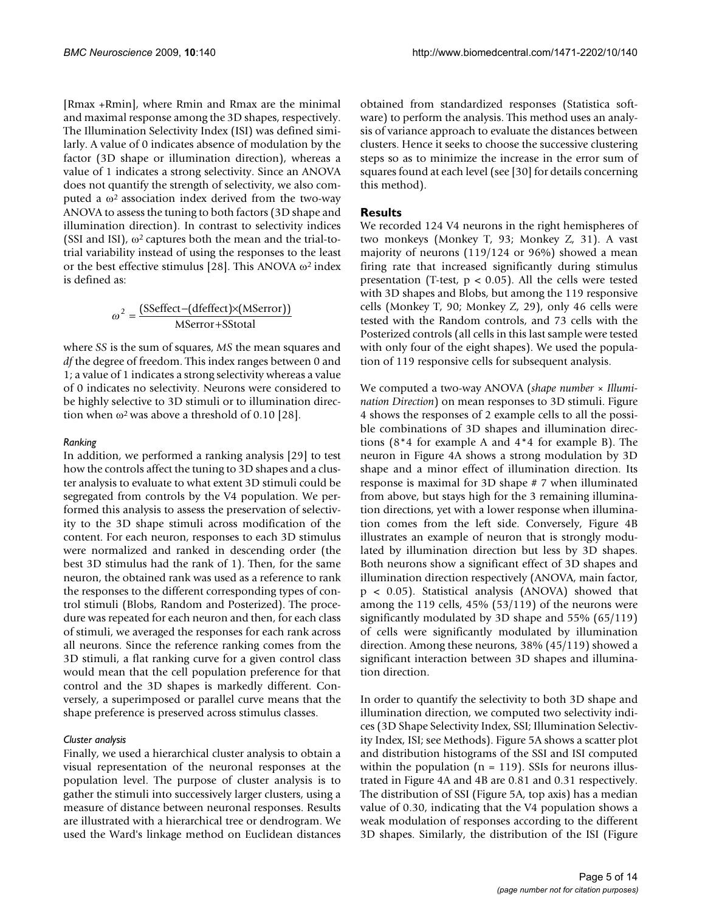[Rmax +Rmin], where Rmin and Rmax are the minimal and maximal response among the 3D shapes, respectively. The Illumination Selectivity Index (ISI) was defined similarly. A value of 0 indicates absence of modulation by the factor (3D shape or illumination direction), whereas a value of 1 indicates a strong selectivity. Since an ANOVA does not quantify the strength of selectivity, we also computed a $\omega^2$ association index derived from the two-way ANOVA to assess the tuning to both factors (3D shape and illumination direction). In contrast to selectivity indices (SSI and ISI), $\omega^2$ captures both the mean and the trial-to-trial variability instead of using the responses to the least or the best effective stimulus [28]. This ANOVA $\omega^2$ index is defined as:

$$\omega^2 = \frac{(\text{SSeffect} - (\text{dfeffect}) \times (\text{MSerror}))}{\text{MSerror} + \text{SStotal}}$$

where *SS* is the sum of squares, *MS* the mean squares and *df* the degree of freedom. This index ranges between 0 and 1; a value of 1 indicates a strong selectivity whereas a value of 0 indicates no selectivity. Neurons were considered to be highly selective to 3D stimuli or to illumination direction when $\omega^2$ was above a threshold of 0.10 [28].

#### *Ranking*

In addition, we performed a ranking analysis [29] to test how the controls affect the tuning to 3D shapes and a cluster analysis to evaluate to what extent 3D stimuli could be segregated from controls by the V4 population. We performed this analysis to assess the preservation of selectivity to the 3D shape stimuli across modification of the content. For each neuron, responses to each 3D stimulus were normalized and ranked in descending order (the best 3D stimulus had the rank of 1). Then, for the same neuron, the obtained rank was used as a reference to rank the responses to the different corresponding types of control stimuli (Blobs, Random and Posterized). The procedure was repeated for each neuron and then, for each class of stimuli, we averaged the responses for each rank across all neurons. Since the reference ranking comes from the 3D stimuli, a flat ranking curve for a given control class would mean that the cell population preference for that control and the 3D shapes is markedly different. Conversely, a superimposed or parallel curve means that the shape preference is preserved across stimulus classes.

#### *Cluster analysis*

Finally, we used a hierarchical cluster analysis to obtain a visual representation of the neuronal responses at the population level. The purpose of cluster analysis is to gather the stimuli into successively larger clusters, using a measure of distance between neuronal responses. Results are illustrated with a hierarchical tree or dendrogram. We used the Ward's linkage method on Euclidean distances obtained from standardized responses (Statistica software) to perform the analysis. This method uses an analysis of variance approach to evaluate the distances between clusters. Hence it seeks to choose the successive clustering steps so as to minimize the increase in the error sum of squares found at each level (see [30] for details concerning this method).

## Results

We recorded 124 V4 neurons in the right hemispheres of two monkeys (Monkey T, 93; Monkey Z, 31). A vast majority of neurons (119/124 or 96%) showed a mean firing rate that increased significantly during stimulus presentation (T-test, $p < 0.05$). All the cells were tested with 3D shapes and Blobs, but among the 119 responsive cells (Monkey T, 90; Monkey Z, 29), only 46 cells were tested with the Random controls, and 73 cells with the Posterized controls (all cells in this last sample were tested with only four of the eight shapes). We used the population of 119 responsive cells for subsequent analysis.

We computed a two-way ANOVA (*shape number × Illumination Direction*) on mean responses to 3D stimuli. Figure 4 shows the responses of 2 example cells to all the possible combinations of 3D shapes and illumination directions (8*4 for example A and 4*4 for example B). The neuron in Figure 4A shows a strong modulation by 3D shape and a minor effect of illumination direction. Its response is maximal for 3D shape # 7 when illuminated from above, but stays high for the 3 remaining illumination directions, yet with a lower response when illumination comes from the left side. Conversely, Figure 4B illustrates an example of neuron that is strongly modulated by illumination direction but less by 3D shapes. Both neurons show a significant effect of 3D shapes and illumination direction respectively (ANOVA, main factor, $p < 0.05$). Statistical analysis (ANOVA) showed that among the 119 cells, 45% (53/119) of the neurons were significantly modulated by 3D shape and 55% (65/119) of cells were significantly modulated by illumination direction. Among these neurons, 38% (45/119) showed a significant interaction between 3D shapes and illumination direction.

In order to quantify the selectivity to both 3D shape and illumination direction, we computed two selectivity indices (3D Shape Selectivity Index, SSI; Illumination Selectivity Index, ISI; see Methods). Figure 5A shows a scatter plot and distribution histograms of the SSI and ISI computed within the population (n = 119). SSIs for neurons illustrated in Figure 4A and 4B are 0.81 and 0.31 respectively. The distribution of SSI (Figure 5A, top axis) has a median value of 0.30, indicating that the V4 population shows a weak modulation of responses according to the different 3D shapes. Similarly, the distribution of the ISI (Figure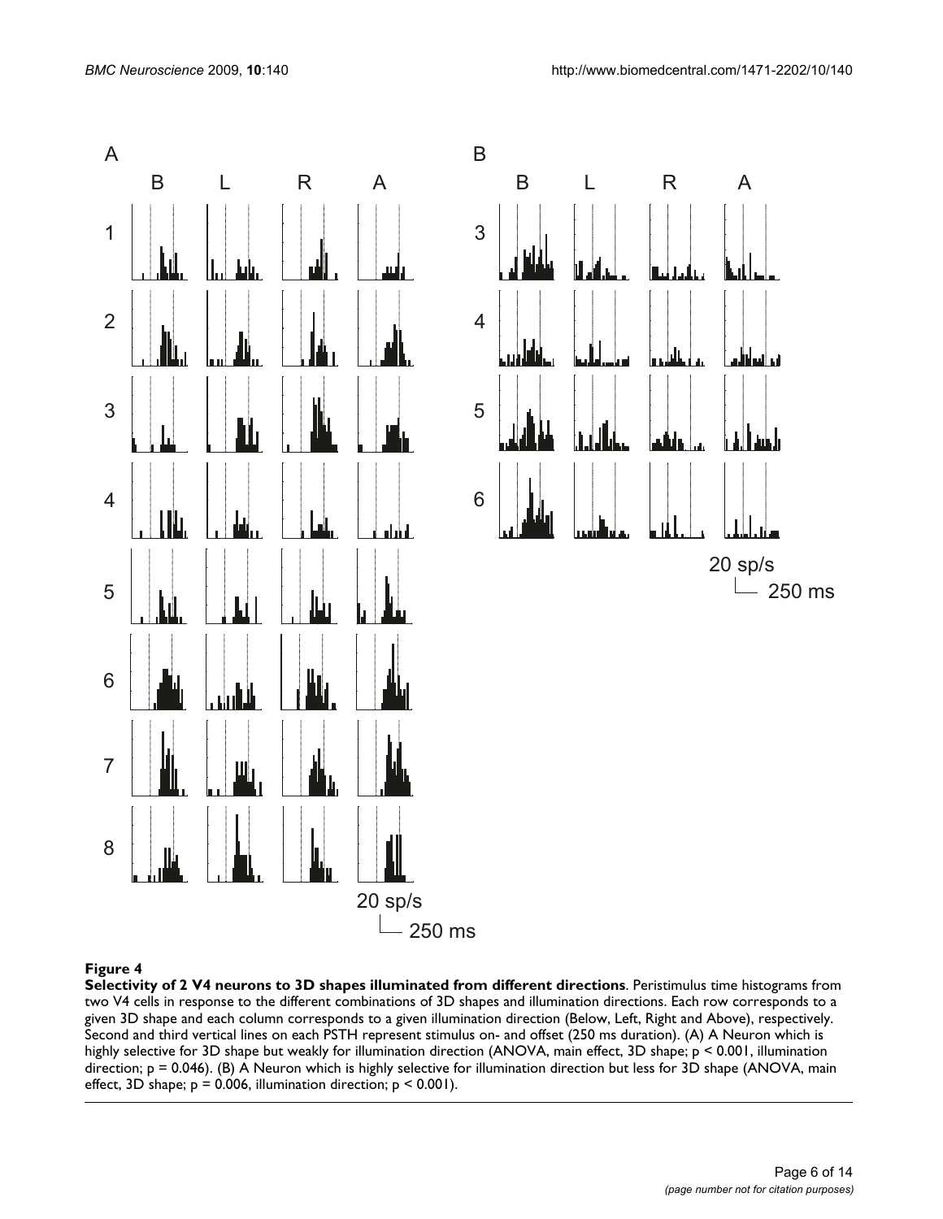**Figure 4**

**Selectivity of 2 V4 neurons to 3D shapes illuminated from different directions**. Peristimulus time histograms from two V4 cells in response to the different combinations of 3D shapes and illumination directions. Each row corresponds to a given 3D shape and each column corresponds to a given illumination direction (Below, Left, Right and Above), respectively. Second and third vertical lines on each PSTH represent stimulus on- and offset (250 ms duration). (A) A Neuron which is highly selective for 3D shape but weakly for illumination direction (ANOVA, main effect, 3D shape; $p < 0.001$, illumination direction; $p = 0.046$). (B) A Neuron which is highly selective for illumination direction but less for 3D shape (ANOVA, main effect, 3D shape; $p = 0.006$, illumination direction; $p < 0.001$).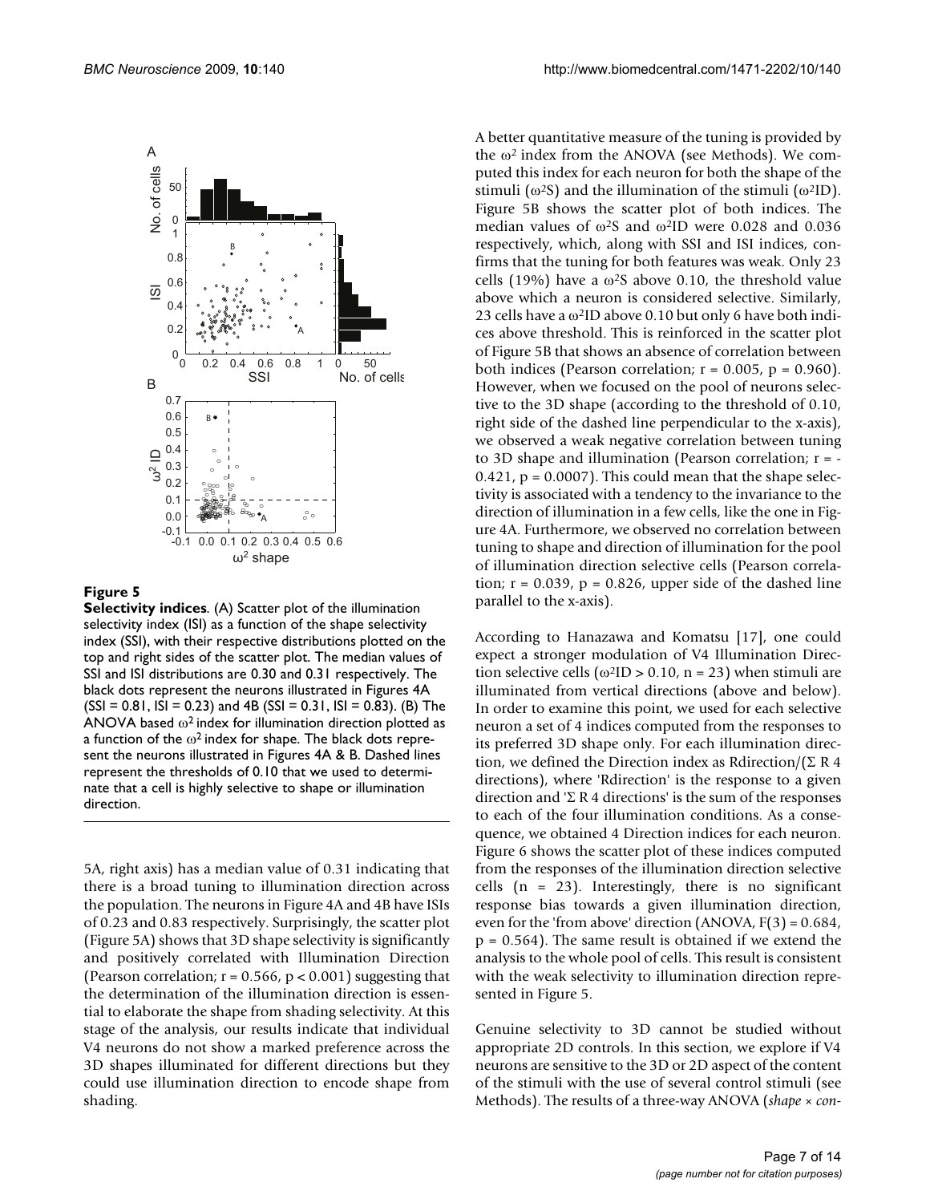**Figure 5**

**Selectivity indices**. (A) Scatter plot of the illumination selectivity index (ISI) as a function of the shape selectivity index (SSI), with their respective distributions plotted on the top and right sides of the scatter plot. The median values of SSI and ISI distributions are 0.30 and 0.31 respectively. The black dots represent the neurons illustrated in Figures 4A (SSI = 0.81, ISI = 0.23) and 4B (SSI = 0.31, ISI = 0.83). (B) The ANOVA based $\omega^2$ index for illumination direction plotted as a function of the $\omega^2$ index for shape. The black dots represent the neurons illustrated in Figures 4A & B. Dashed lines represent the thresholds of 0.10 that we used to determinate that a cell is highly selective to shape or illumination direction.

5A, right axis) has a median value of 0.31 indicating that there is a broad tuning to illumination direction across the population. The neurons in Figure 4A and 4B have ISIs of 0.23 and 0.83 respectively. Surprisingly, the scatter plot (Figure 5A) shows that 3D shape selectivity is significantly and positively correlated with Illumination Direction (Pearson correlation; $r = 0.566$, $p < 0.001$) suggesting that the determination of the illumination direction is essential to elaborate the shape from shading selectivity. At this stage of the analysis, our results indicate that individual V4 neurons do not show a marked preference across the 3D shapes illuminated for different directions but they could use illumination direction to encode shape from shading.

A better quantitative measure of the tuning is provided by the $\omega^2$ index from the ANOVA (see Methods). We computed this index for each neuron for both the shape of the stimuli ($\omega^2$S) and the illumination of the stimuli ($\omega^2$ID). Figure 5B shows the scatter plot of both indices. The median values of $\omega^2$S and $\omega^2$ID were 0.028 and 0.036 respectively, which, along with SSI and ISI indices, confirms that the tuning for both features was weak. Only 23 cells (19%) have a $\omega^2$S above 0.10, the threshold value above which a neuron is considered selective. Similarly, 23 cells have a $\omega^2$ID above 0.10 but only 6 have both indices above threshold. This is reinforced in the scatter plot of Figure 5B that shows an absence of correlation between both indices (Pearson correlation; $r = 0.005$, $p = 0.960$). However, when we focused on the pool of neurons selective to the 3D shape (according to the threshold of 0.10, right side of the dashed line perpendicular to the x-axis), we observed a weak negative correlation between tuning to 3D shape and illumination (Pearson correlation; $r = -0.421$, $p = 0.0007$). This could mean that the shape selectivity is associated with a tendency to the invariance to the direction of illumination in a few cells, like the one in Figure 4A. Furthermore, we observed no correlation between tuning to shape and direction of illumination for the pool of illumination direction selective cells (Pearson correlation; $r = 0.039$, $p = 0.826$, upper side of the dashed line parallel to the x-axis).

According to Hanazawa and Komatsu [17], one could expect a stronger modulation of V4 Illumination Direction selective cells ($\omega^2$ID > 0.10, n = 23) when stimuli are illuminated from vertical directions (above and below). In order to examine this point, we used for each selective neuron a set of 4 indices computed from the responses to its preferred 3D shape only. For each illumination direction, we defined the Direction index as Rdirection/($\Sigma$ R 4 directions), where 'Rdirection' is the response to a given direction and '$\Sigma$ R 4 directions' is the sum of the responses to each of the four illumination conditions. As a consequence, we obtained 4 Direction indices for each neuron. Figure 6 shows the scatter plot of these indices computed from the responses of the illumination direction selective cells (n = 23). Interestingly, there is no significant response bias towards a given illumination direction, even for the 'from above' direction (ANOVA, $F(3) = 0.684$, $p = 0.564$). The same result is obtained if we extend the analysis to the whole pool of cells. This result is consistent with the weak selectivity to illumination direction represented in Figure 5.

Genuine selectivity to 3D cannot be studied without appropriate 2D controls. In this section, we explore if V4 neurons are sensitive to the 3D or 2D aspect of the content of the stimuli with the use of several control stimuli (see Methods). The results of a three-way ANOVA (*shape × con-*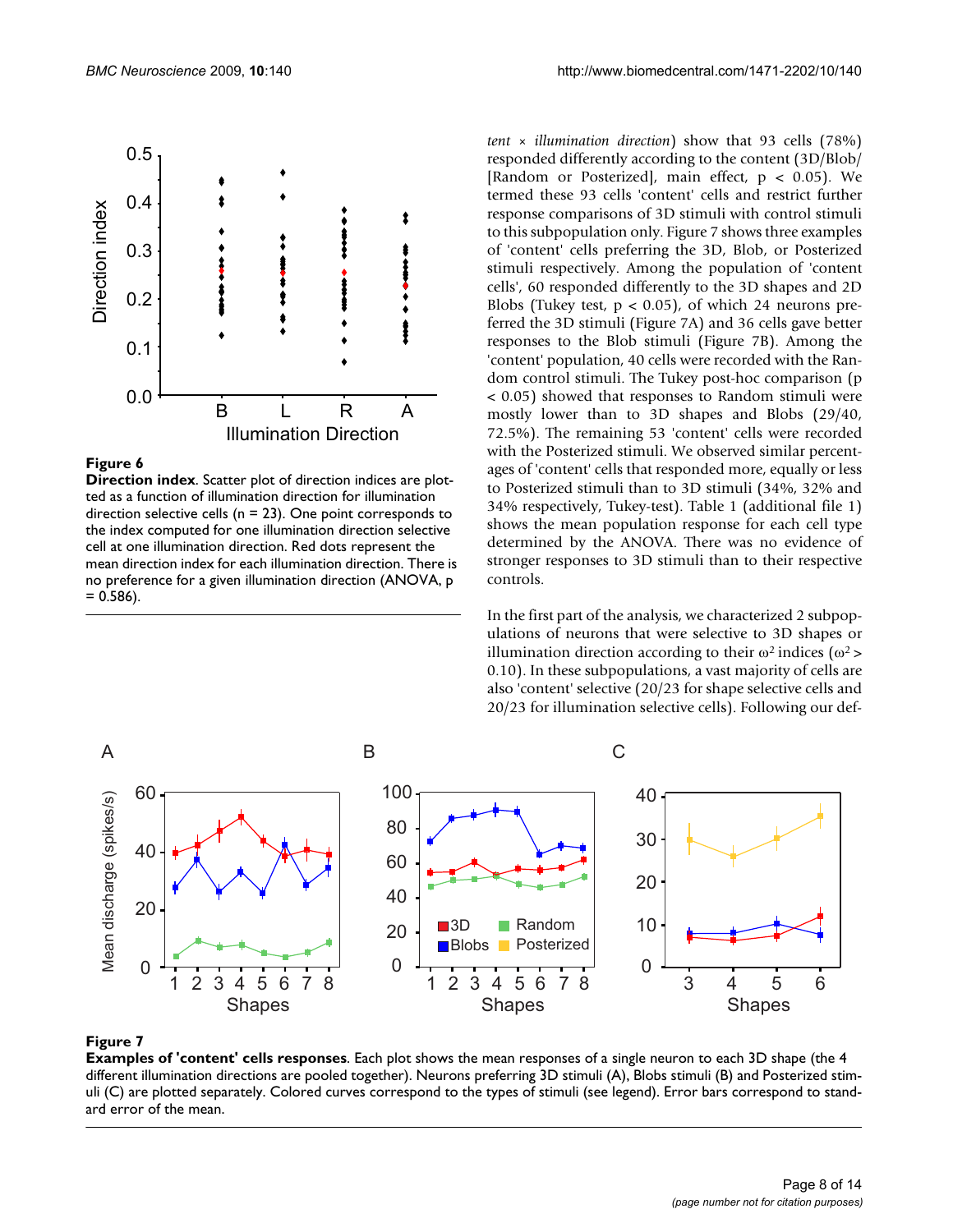**Figure 6**

**Direction index**. Scatter plot of direction indices are plotted as a function of illumination direction for illumination direction selective cells (n = 23). One point corresponds to the index computed for one illumination direction selective cell at one illumination direction. Red dots represent the mean direction index for each illumination direction. There is no preference for a given illumination direction (ANOVA, p = 0.586).

*tent* × *illumination direction*) show that 93 cells (78%) responded differently according to the content (3D/Blob/[Random or Posterized], main effect, $p < 0.05$). We termed these 93 cells 'content' cells and restrict further response comparisons of 3D stimuli with control stimuli to this subpopulation only. Figure 7 shows three examples of 'content' cells preferring the 3D, Blob, or Posterized stimuli respectively. Among the population of 'content cells', 60 responded differently to the 3D shapes and 2D Blobs (Tukey test, $p < 0.05$), of which 24 neurons preferred the 3D stimuli (Figure 7A) and 36 cells gave better responses to the Blob stimuli (Figure 7B). Among the 'content' population, 40 cells were recorded with the Random control stimuli. The Tukey post-hoc comparison ($p < 0.05$) showed that responses to Random stimuli were mostly lower than to 3D shapes and Blobs (29/40, 72.5%). The remaining 53 'content' cells were recorded with the Posterized stimuli. We observed similar percentages of 'content' cells that responded more, equally or less to Posterized stimuli than to 3D stimuli (34%, 32% and 34% respectively, Tukey-test). Table 1 (additional file 1) shows the mean population response for each cell type determined by the ANOVA. There was no evidence of stronger responses to 3D stimuli than to their respective controls.

In the first part of the analysis, we characterized 2 subpopulations of neurons that were selective to 3D shapes or illumination direction according to their $\omega^2$ indices ($\omega^2 > 0.10$). In these subpopulations, a vast majority of cells are also 'content' selective (20/23 for shape selective cells and 20/23 for illumination selective cells). Following our def-

**Figure 7**

**Examples of 'content' cells responses**. Each plot shows the mean responses of a single neuron to each 3D shape (the 4 different illumination directions are pooled together). Neurons preferring 3D stimuli (A), Blobs stimuli (B) and Posterized stimuli (C) are plotted separately. Colored curves correspond to the types of stimuli (see legend). Error bars correspond to standard error of the mean.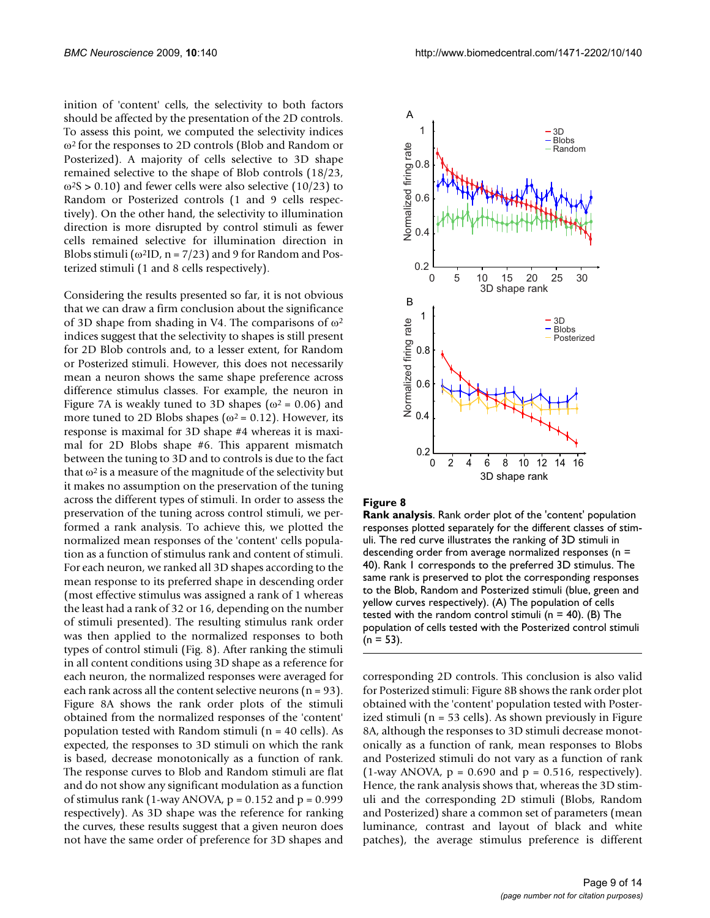inition of 'content' cells, the selectivity to both factors should be affected by the presentation of the 2D controls. To assess this point, we computed the selectivity indices $\omega^2$ for the responses to 2D controls (Blob and Random or Posterized). A majority of cells selective to 3D shape remained selective to the shape of Blob controls (18/23, $\omega^2 S > 0.10$) and fewer cells were also selective (10/23) to Random or Posterized controls (1 and 9 cells respectively). On the other hand, the selectivity to illumination direction is more disrupted by control stimuli as fewer cells remained selective for illumination direction in Blobs stimuli ($\omega^2 ID$, n = 7/23) and 9 for Random and Posterized stimuli (1 and 8 cells respectively).

Considering the results presented so far, it is not obvious that we can draw a firm conclusion about the significance of 3D shape from shading in V4. The comparisons of $\omega^2$ indices suggest that the selectivity to shapes is still present for 2D Blob controls and, to a lesser extent, for Random or Posterized stimuli. However, this does not necessarily mean a neuron shows the same shape preference across difference stimulus classes. For example, the neuron in Figure 7A is weakly tuned to 3D shapes ($\omega^2 = 0.06$) and more tuned to 2D Blobs shapes ($\omega^2 = 0.12$). However, its response is maximal for 3D shape #4 whereas it is maximal for 2D Blobs shape #6. This apparent mismatch between the tuning to 3D and to controls is due to the fact that $\omega^2$ is a measure of the magnitude of the selectivity but it makes no assumption on the preservation of the tuning across the different types of stimuli. In order to assess the preservation of the tuning across control stimuli, we performed a rank analysis. To achieve this, we plotted the normalized mean responses of the 'content' cells population as a function of stimulus rank and content of stimuli. For each neuron, we ranked all 3D shapes according to the mean response to its preferred shape in descending order (most effective stimulus was assigned a rank of 1 whereas the least had a rank of 32 or 16, depending on the number of stimuli presented). The resulting stimulus rank order was then applied to the normalized responses to both types of control stimuli (Fig. 8). After ranking the stimuli in all content conditions using 3D shape as a reference for each neuron, the normalized responses were averaged for each rank across all the content selective neurons (n = 93). Figure 8A shows the rank order plots of the stimuli obtained from the normalized responses of the 'content' population tested with Random stimuli (n = 40 cells). As expected, the responses to 3D stimuli on which the rank is based, decrease monotonically as a function of rank. The response curves to Blob and Random stimuli are flat and do not show any significant modulation as a function of stimulus rank (1-way ANOVA, $p = 0.152$ and $p = 0.999$ respectively). As 3D shape was the reference for ranking the curves, these results suggest that a given neuron does not have the same order of preference for 3D shapes and corresponding 2D controls. This conclusion is also valid for Posterized stimuli: Figure 8B shows the rank order plot obtained with the 'content' population tested with Posterized stimuli (n = 53 cells). As shown previously in Figure 8A, although the responses to 3D stimuli decrease monotonically as a function of rank, mean responses to Blobs and Posterized stimuli do not vary as a function of rank (1-way ANOVA, $p = 0.690$ and $p = 0.516$, respectively). Hence, the rank analysis shows that, whereas the 3D stimuli and the corresponding 2D stimuli (Blobs, Random and Posterized) share a common set of parameters (mean luminance, contrast and layout of black and white patches), the average stimulus preference is different

**Figure 8**

**Rank analysis**. Rank order plot of the 'content' population responses plotted separately for the different classes of stimuli. The red curve illustrates the ranking of 3D stimuli in descending order from average normalized responses (n = 40). Rank 1 corresponds to the preferred 3D stimulus. The same rank is preserved to plot the corresponding responses to the Blob, Random and Posterized stimuli (blue, green and yellow curves respectively). (A) The population of cells tested with the random control stimuli (n = 40). (B) The population of cells tested with the Posterized control stimuli (n = 53).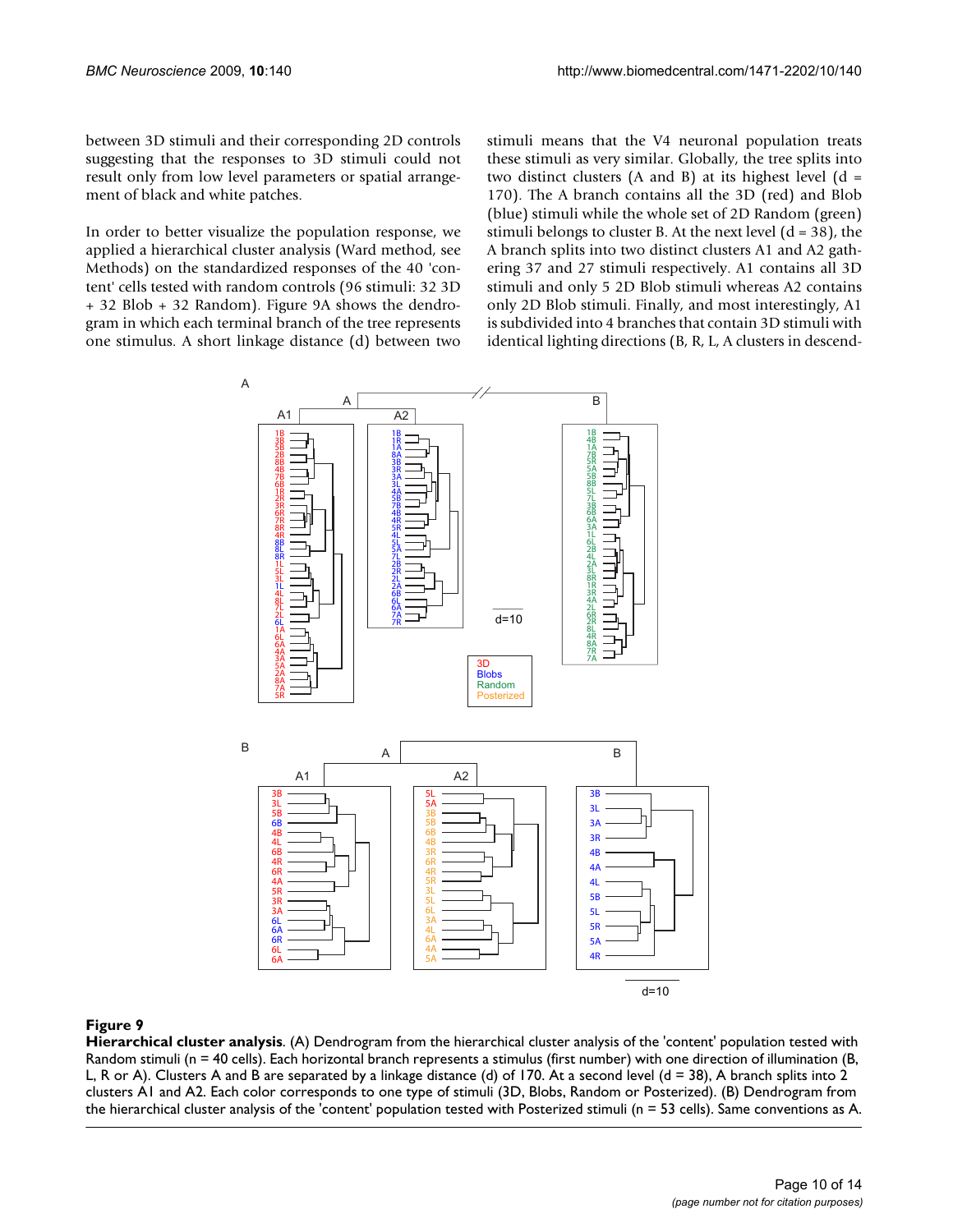between 3D stimuli and their corresponding 2D controls suggesting that the responses to 3D stimuli could not result only from low level parameters or spatial arrangement of black and white patches.

In order to better visualize the population response, we applied a hierarchical cluster analysis (Ward method, see Methods) on the standardized responses of the 40 'content' cells tested with random controls (96 stimuli: 32 3D + 32 Blob + 32 Random). Figure 9A shows the dendrogram in which each terminal branch of the tree represents one stimulus. A short linkage distance (d) between two stimuli means that the V4 neuronal population treats these stimuli as very similar. Globally, the tree splits into two distinct clusters (A and B) at its highest level (d = 170). The A branch contains all the 3D (red) and Blob (blue) stimuli while the whole set of 2D Random (green) stimuli belongs to cluster B. At the next level (d = 38), the A branch splits into two distinct clusters A1 and A2 gathering 37 and 27 stimuli respectively. A1 contains all 3D stimuli and only 5 2D Blob stimuli whereas A2 contains only 2D Blob stimuli. Finally, and most interestingly, A1 is subdivided into 4 branches that contain 3D stimuli with identical lighting directions (B, R, L, A clusters in descend-

**Figure 9**

**Hierarchical cluster analysis**. (A) Dendrogram from the hierarchical cluster analysis of the 'content' population tested with Random stimuli (n = 40 cells). Each horizontal branch represents a stimulus (first number) with one direction of illumination (B, L, R or A). Clusters A and B are separated by a linkage distance (d) of 170. At a second level (d = 38), A branch splits into 2 clusters A1 and A2. Each color corresponds to one type of stimuli (3D, Blobs, Random or Posterized). (B) Dendrogram from the hierarchical cluster analysis of the 'content' population tested with Posterized stimuli (n = 53 cells). Same conventions as A.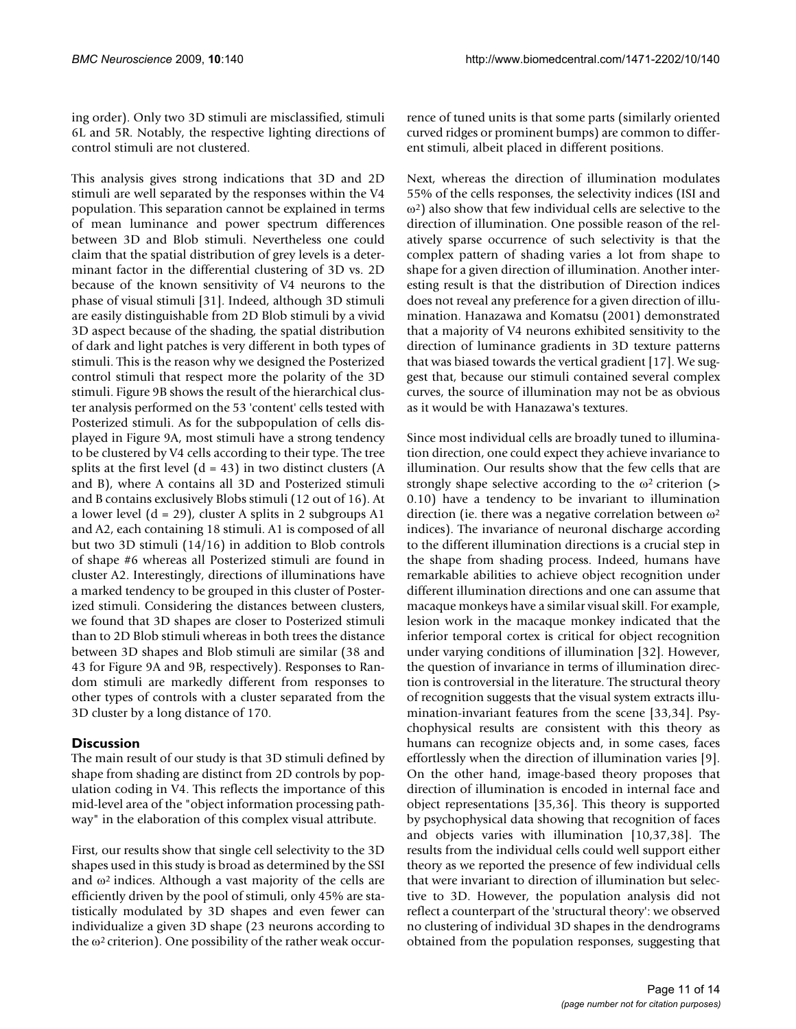ing order). Only two 3D stimuli are misclassified, stimuli 6L and 5R. Notably, the respective lighting directions of control stimuli are not clustered.

This analysis gives strong indications that 3D and 2D stimuli are well separated by the responses within the V4 population. This separation cannot be explained in terms of mean luminance and power spectrum differences between 3D and Blob stimuli. Nevertheless one could claim that the spatial distribution of grey levels is a determinant factor in the differential clustering of 3D vs. 2D because of the known sensitivity of V4 neurons to the phase of visual stimuli [31]. Indeed, although 3D stimuli are easily distinguishable from 2D Blob stimuli by a vivid 3D aspect because of the shading, the spatial distribution of dark and light patches is very different in both types of stimuli. This is the reason why we designed the Posterized control stimuli that respect more the polarity of the 3D stimuli. Figure 9B shows the result of the hierarchical cluster analysis performed on the 53 'content' cells tested with Posterized stimuli. As for the subpopulation of cells displayed in Figure 9A, most stimuli have a strong tendency to be clustered by V4 cells according to their type. The tree splits at the first level (d = 43) in two distinct clusters (A and B), where A contains all 3D and Posterized stimuli and B contains exclusively Blobs stimuli (12 out of 16). At a lower level (d = 29), cluster A splits in 2 subgroups A1 and A2, each containing 18 stimuli. A1 is composed of all but two 3D stimuli (14/16) in addition to Blob controls of shape #6 whereas all Posterized stimuli are found in cluster A2. Interestingly, directions of illuminations have a marked tendency to be grouped in this cluster of Posterized stimuli. Considering the distances between clusters, we found that 3D shapes are closer to Posterized stimuli than to 2D Blob stimuli whereas in both trees the distance between 3D shapes and Blob stimuli are similar (38 and 43 for Figure 9A and 9B, respectively). Responses to Random stimuli are markedly different from responses to other types of controls with a cluster separated from the 3D cluster by a long distance of 170.

## Discussion

The main result of our study is that 3D stimuli defined by shape from shading are distinct from 2D controls by population coding in V4. This reflects the importance of this mid-level area of the "object information processing pathway" in the elaboration of this complex visual attribute.

First, our results show that single cell selectivity to the 3D shapes used in this study is broad as determined by the SSI and $\omega^2$ indices. Although a vast majority of the cells are efficiently driven by the pool of stimuli, only 45% are statistically modulated by 3D shapes and even fewer can individualize a given 3D shape (23 neurons according to the $\omega^2$ criterion). One possibility of the rather weak occurrence of tuned units is that some parts (similarly oriented curved ridges or prominent bumps) are common to different stimuli, albeit placed in different positions.

Next, whereas the direction of illumination modulates 55% of the cells responses, the selectivity indices (ISI and $\omega^2$) also show that few individual cells are selective to the direction of illumination. One possible reason of the relatively sparse occurrence of such selectivity is that the complex pattern of shading varies a lot from shape to shape for a given direction of illumination. Another interesting result is that the distribution of Direction indices does not reveal any preference for a given direction of illumination. Hanazawa and Komatsu (2001) demonstrated that a majority of V4 neurons exhibited sensitivity to the direction of luminance gradients in 3D texture patterns that was biased towards the vertical gradient [17]. We suggest that, because our stimuli contained several complex curves, the source of illumination may not be as obvious as it would be with Hanazawa's textures.

Since most individual cells are broadly tuned to illumination direction, one could expect they achieve invariance to illumination. Our results show that the few cells that are strongly shape selective according to the $\omega^2$ criterion (> 0.10) have a tendency to be invariant to illumination direction (ie. there was a negative correlation between $\omega^2$ indices). The invariance of neuronal discharge according to the different illumination directions is a crucial step in the shape from shading process. Indeed, humans have remarkable abilities to achieve object recognition under different illumination directions and one can assume that macaque monkeys have a similar visual skill. For example, lesion work in the macaque monkey indicated that the inferior temporal cortex is critical for object recognition under varying conditions of illumination [32]. However, the question of invariance in terms of illumination direction is controversial in the literature. The structural theory of recognition suggests that the visual system extracts illumination-invariant features from the scene [33,34]. Psychophysical results are consistent with this theory as humans can recognize objects and, in some cases, faces effortlessly when the direction of illumination varies [9]. On the other hand, image-based theory proposes that direction of illumination is encoded in internal face and object representations [35,36]. This theory is supported by psychophysical data showing that recognition of faces and objects varies with illumination [10,37,38]. The results from the individual cells could well support either theory as we reported the presence of few individual cells that were invariant to direction of illumination but selective to 3D. However, the population analysis did not reflect a counterpart of the 'structural theory': we observed no clustering of individual 3D shapes in the dendrograms obtained from the population responses, suggesting that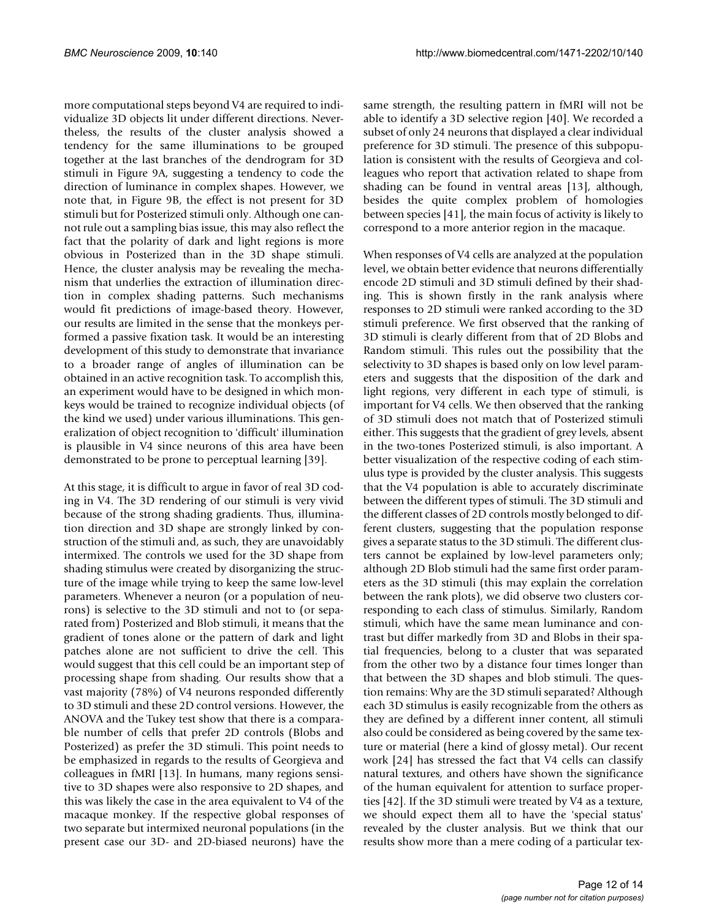more computational steps beyond V4 are required to individualize 3D objects lit under different directions. Nevertheless, the results of the cluster analysis showed a tendency for the same illuminations to be grouped together at the last branches of the dendrogram for 3D stimuli in Figure 9A, suggesting a tendency to code the direction of luminance in complex shapes. However, we note that, in Figure 9B, the effect is not present for 3D stimuli but for Posterized stimuli only. Although one cannot rule out a sampling bias issue, this may also reflect the fact that the polarity of dark and light regions is more obvious in Posterized than in the 3D shape stimuli. Hence, the cluster analysis may be revealing the mechanism that underlies the extraction of illumination direction in complex shading patterns. Such mechanisms would fit predictions of image-based theory. However, our results are limited in the sense that the monkeys performed a passive fixation task. It would be an interesting development of this study to demonstrate that invariance to a broader range of angles of illumination can be obtained in an active recognition task. To accomplish this, an experiment would have to be designed in which monkeys would be trained to recognize individual objects (of the kind we used) under various illuminations. This generalization of object recognition to 'difficult' illumination is plausible in V4 since neurons of this area have been demonstrated to be prone to perceptual learning [39].

At this stage, it is difficult to argue in favor of real 3D coding in V4. The 3D rendering of our stimuli is very vivid because of the strong shading gradients. Thus, illumination direction and 3D shape are strongly linked by construction of the stimuli and, as such, they are unavoidably intermixed. The controls we used for the 3D shape from shading stimulus were created by disorganizing the structure of the image while trying to keep the same low-level parameters. Whenever a neuron (or a population of neurons) is selective to the 3D stimuli and not to (or separated from) Posterized and Blob stimuli, it means that the gradient of tones alone or the pattern of dark and light patches alone are not sufficient to drive the cell. This would suggest that this cell could be an important step of processing shape from shading. Our results show that a vast majority (78%) of V4 neurons responded differently to 3D stimuli and these 2D control versions. However, the ANOVA and the Tukey test show that there is a comparable number of cells that prefer 2D controls (Blobs and Posterized) as prefer the 3D stimuli. This point needs to be emphasized in regards to the results of Georgieva and colleagues in fMRI [13]. In humans, many regions sensitive to 3D shapes were also responsive to 2D shapes, and this was likely the case in the area equivalent to V4 of the macaque monkey. If the respective global responses of two separate but intermixed neuronal populations (in the present case our 3D- and 2D-biased neurons) have the same strength, the resulting pattern in fMRI will not be able to identify a 3D selective region [40]. We recorded a subset of only 24 neurons that displayed a clear individual preference for 3D stimuli. The presence of this subpopulation is consistent with the results of Georgieva and colleagues who report that activation related to shape from shading can be found in ventral areas [13], although, besides the quite complex problem of homologies between species [41], the main focus of activity is likely to correspond to a more anterior region in the macaque.

When responses of V4 cells are analyzed at the population level, we obtain better evidence that neurons differentially encode 2D stimuli and 3D stimuli defined by their shading. This is shown firstly in the rank analysis where responses to 2D stimuli were ranked according to the 3D stimuli preference. We first observed that the ranking of 3D stimuli is clearly different from that of 2D Blobs and Random stimuli. This rules out the possibility that the selectivity to 3D shapes is based only on low level parameters and suggests that the disposition of the dark and light regions, very different in each type of stimuli, is important for V4 cells. We then observed that the ranking of 3D stimuli does not match that of Posterized stimuli either. This suggests that the gradient of grey levels, absent in the two-tones Posterized stimuli, is also important. A better visualization of the respective coding of each stimulus type is provided by the cluster analysis. This suggests that the V4 population is able to accurately discriminate between the different types of stimuli. The 3D stimuli and the different classes of 2D controls mostly belonged to different clusters, suggesting that the population response gives a separate status to the 3D stimuli. The different clusters cannot be explained by low-level parameters only; although 2D Blob stimuli had the same first order parameters as the 3D stimuli (this may explain the correlation between the rank plots), we did observe two clusters corresponding to each class of stimulus. Similarly, Random stimuli, which have the same mean luminance and contrast but differ markedly from 3D and Blobs in their spatial frequencies, belong to a cluster that was separated from the other two by a distance four times longer than that between the 3D shapes and blob stimuli. The question remains: Why are the 3D stimuli separated? Although each 3D stimulus is easily recognizable from the others as they are defined by a different inner content, all stimuli also could be considered as being covered by the same texture or material (here a kind of glossy metal). Our recent work [24] has stressed the fact that V4 cells can classify natural textures, and others have shown the significance of the human equivalent for attention to surface properties [42]. If the 3D stimuli were treated by V4 as a texture, we should expect them all to have the 'special status' revealed by the cluster analysis. But we think that our results show more than a mere coding of a particular tex-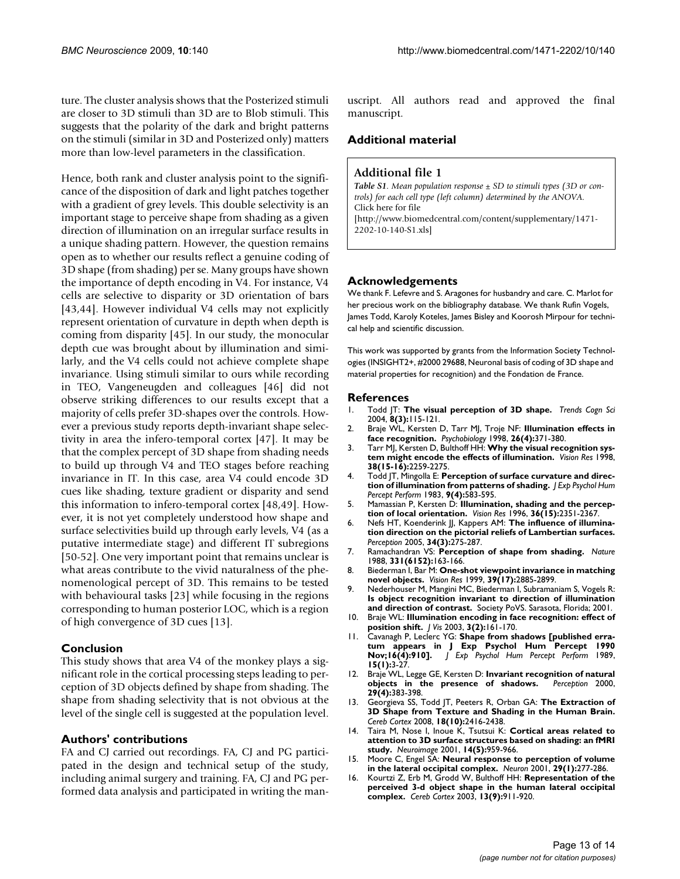ture. The cluster analysis shows that the Posterized stimuli are closer to 3D stimuli than 3D are to Blob stimuli. This suggests that the polarity of the dark and bright patterns on the stimuli (similar in 3D and Posterized only) matters more than low-level parameters in the classification.

Hence, both rank and cluster analysis point to the significance of the disposition of dark and light patches together with a gradient of grey levels. This double selectivity is an important stage to perceive shape from shading as a given direction of illumination on an irregular surface results in a unique shading pattern. However, the question remains open as to whether our results reflect a genuine coding of 3D shape (from shading) per se. Many groups have shown the importance of depth encoding in V4. For instance, V4 cells are selective to disparity or 3D orientation of bars [43,44]. However individual V4 cells may not explicitly represent orientation of curvature in depth when depth is coming from disparity [45]. In our study, the monocular depth cue was brought about by illumination and similarly, and the V4 cells could not achieve complete shape invariance. Using stimuli similar to ours while recording in TEO, Vangeneugden and colleagues [46] did not observe striking differences to our results except that a majority of cells prefer 3D-shapes over the controls. However a previous study reports depth-invariant shape selectivity in area the infero-temporal cortex [47]. It may be that the complex percept of 3D shape from shading needs to build up through V4 and TEO stages before reaching invariance in IT. In this case, area V4 could encode 3D cues like shading, texture gradient or disparity and send this information to infero-temporal cortex [48,49]. However, it is not yet completely understood how shape and surface selectivities build up through early levels, V4 (as a putative intermediate stage) and different IT subregions [50-52]. One very important point that remains unclear is what areas contribute to the vivid naturalness of the phenomenological percept of 3D. This remains to be tested with behavioural tasks [23] while focusing in the regions corresponding to human posterior LOC, which is a region of high convergence of 3D cues [13].

## Conclusion

This study shows that area V4 of the monkey plays a significant role in the cortical processing steps leading to perception of 3D objects defined by shape from shading. The shape from shading selectivity that is not obvious at the level of the single cell is suggested at the population level.

## Authors' contributions

FA and CJ carried out recordings. FA, CJ and PG participated in the design and technical setup of the study, including animal surgery and training. FA, CJ and PG performed data analysis and participated in writing the manuscript. All authors read and approved the final manuscript.

## Additional material

**Additional file 1**

***Table S1****. Mean population response ± SD to stimuli types (3D or controls) for each cell type (left column) determined by the ANOVA.*
Click here for file
[http://www.biomedcentral.com/content/supplementary/1471-2202-10-140-S1.xls]

## Acknowledgements

We thank F. Lefevre and S. Aragones for husbandry and care. C. Marlot for her precious work on the bibliography database. We thank Rufin Vogels, James Todd, Karoly Koteles, James Bisley and Koorosh Mirpour for technical help and scientific discussion.

This work was supported by grants from the Information Society Technologies (INSIGHT2+, #2000 29688, Neuronal basis of coding of 3D shape and material properties for recognition) and the Fondation de France.

## References

1. Todd JT: **The visual perception of 3D shape.** *Trends Cogn Sci* 2004, **8(3):**115-121.
2. Braje WL, Kersten D, Tarr MJ, Troje NF: **Illumination effects in face recognition.** *Psychobiology* 1998, **26(4):**371-380.
3. Tarr MJ, Kersten D, Bulthoff HH: **Why the visual recognition system might encode the effects of illumination.** *Vision Res* 1998, **38(15-16):**2259-2275.
4. Todd JT, Mingolla E: **Perception of surface curvature and direction of illumination from patterns of shading.** *J Exp Psychol Hum Percept Perform* 1983, **9(4):**583-595.
5. Mamassian P, Kersten D: **Illumination, shading and the perception of local orientation.** *Vision Res* 1996, **36(15):**2351-2367.
6. Nefs HT, Koenderink JJ, Kappers AM: **The influence of illumination direction on the pictorial reliefs of Lambertian surfaces.** *Perception* 2005, **34(3):**275-287.
7. Ramachandran VS: **Perception of shape from shading.** *Nature* 1988, **331(6152):**163-166.
8. Biederman I, Bar M: **One-shot viewpoint invariance in matching novel objects.** *Vision Res* 1999, **39(17):**2885-2899.
9. Nederhouser M, Mangini MC, Biederman I, Subramaniam S, Vogels R: **Is object recognition invariant to direction of illumination and direction of contrast.** Society PoVS. Sarasota, Florida; 2001.
10. Braje WL: **Illumination encoding in face recognition: effect of position shift.** *J Vis* 2003, **3(2):**161-170.
11. Cavanagh P, Leclerc YG: **Shape from shadows [published erratum appears in J Exp Psychol Hum Percept 1990 Nov;16(4):910].** *J Exp Psychol Hum Percept Perform* 1989, **15(1):**3-27.
12. Braje WL, Legge GE, Kersten D: **Invariant recognition of natural objects in the presence of shadows.** *Perception* 2000, **29(4):**383-398.
13. Georgieva SS, Todd JT, Peeters R, Orban GA: **The Extraction of 3D Shape from Texture and Shading in the Human Brain.** *Cereb Cortex* 2008, **18(10):**2416-2438.
14. Taira M, Nose I, Inoue K, Tsutsui K: **Cortical areas related to attention to 3D surface structures based on shading: an fMRI study.** *Neuroimage* 2001, **14(5):**959-966.
15. Moore C, Engel SA: **Neural response to perception of volume in the lateral occipital complex.** *Neuron* 2001, **29(1):**277-286.
16. Kourtzi Z, Erb M, Grodd W, Bulthoff HH: **Representation of the perceived 3-d object shape in the human lateral occipital complex.** *Cereb Cortex* 2003, **13(9):**911-920.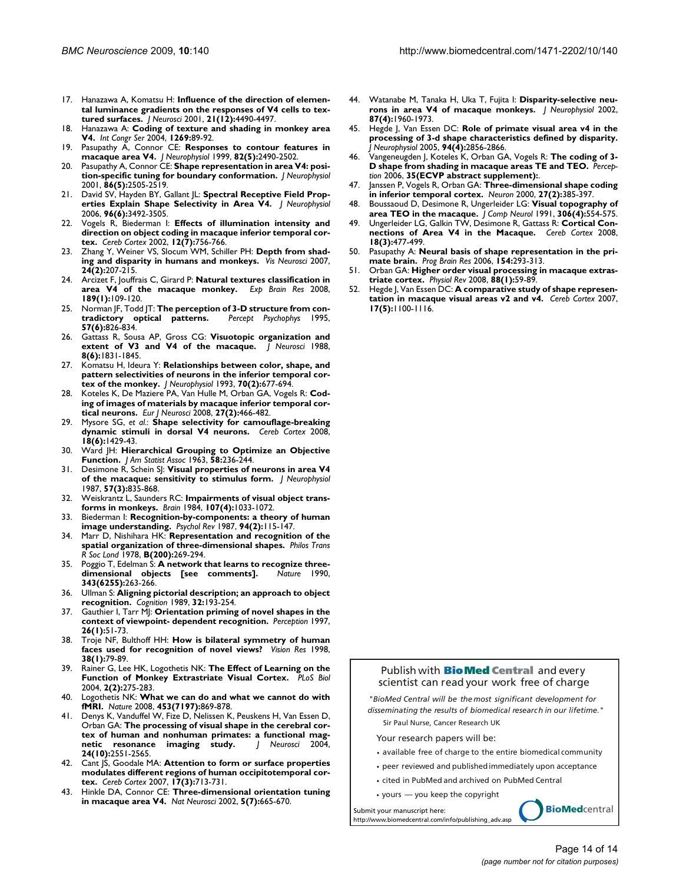17. Hanazawa A, Komatsu H: **Influence of the direction of elemental luminance gradients on the responses of V4 cells to textured surfaces.** *J Neurosci* 2001, **21(12):**4490-4497.
18. Hanazawa A: **Coding of texture and shading in monkey area V4.** *Int Congr Ser* 2004, **1269:**89-92.
19. Pasupathy A, Connor CE: **Responses to contour features in macaque area V4.** *J Neurophysiol* 1999, **82(5):**2490-2502.
20. Pasupathy A, Connor CE: **Shape representation in area V4: position-specific tuning for boundary conformation.** *J Neurophysiol* 2001, **86(5):**2505-2519.
21. David SV, Hayden BY, Gallant JL: **Spectral Receptive Field Properties Explain Shape Selectivity in Area V4.** *J Neurophysiol* 2006, **96(6):**3492-3505.
22. Vogels R, Biederman I: **Effects of illumination intensity and direction on object coding in macaque inferior temporal cortex.** *Cereb Cortex* 2002, **12(7):**756-766.
23. Zhang Y, Weiner VS, Slocum WM, Schiller PH: **Depth from shading and disparity in humans and monkeys.** *Vis Neurosci* 2007, **24(2):**207-215.
24. Arcizet F, Jouffrais C, Girard P: **Natural textures classification in area V4 of the macaque monkey.** *Exp Brain Res* 2008, **189(1):**109-120.
25. Norman JF, Todd JT: **The perception of 3-D structure from contradictory optical patterns.** *Percept Psychophys* 1995, **57(6):**826-834.
26. Gattass R, Sousa AP, Gross CG: **Visuotopic organization and extent of V3 and V4 of the macaque.** *J Neurosci* 1988, **8(6):**1831-1845.
27. Komatsu H, Ideura Y: **Relationships between color, shape, and pattern selectivities of neurons in the inferior temporal cortex of the monkey.** *J Neurophysiol* 1993, **70(2):**677-694.
28. Koteles K, De Maziere PA, Van Hulle M, Orban GA, Vogels R: **Coding of images of materials by macaque inferior temporal cortical neurons.** *Eur J Neurosci* 2008, **27(2):**466-482.
29. Mysore SG, *et al.*: **Shape selectivity for camouflage-breaking dynamic stimuli in dorsal V4 neurons.** *Cereb Cortex* 2008, **18(6):**1429-43.
30. Ward JH: **Hierarchical Grouping to Optimize an Objective Function.** *J Am Statist Assoc* 1963, **58:**236-244.
31. Desimone R, Schein SJ: **Visual properties of neurons in area V4 of the macaque: sensitivity to stimulus form.** *J Neurophysiol* 1987, **57(3):**835-868.
32. Weiskrantz L, Saunders RC: **Impairments of visual object transforms in monkeys.** *Brain* 1984, **107(4):**1033-1072.
33. Biederman I: **Recognition-by-components: a theory of human image understanding.** *Psychol Rev* 1987, **94(2):**115-147.
34. Marr D, Nishihara HK: **Representation and recognition of the spatial organization of three-dimensional shapes.** *Philos Trans R Soc Lond* 1978, **B(200):**269-294.
35. Poggio T, Edelman S: **A network that learns to recognize three-dimensional objects [see comments].** *Nature* 1990, **343(6255):**263-266.
36. Ullman S: **Aligning pictorial description; an approach to object recognition.** *Cognition* 1989, **32:**193-254.
37. Gauthier I, Tarr MJ: **Orientation priming of novel shapes in the context of viewpoint- dependent recognition.** *Perception* 1997, **26(1):**51-73.
38. Troje NF, Bulthoff HH: **How is bilateral symmetry of human faces used for recognition of novel views?** *Vision Res* 1998, **38(1):**79-89.
39. Rainer G, Lee HK, Logothetis NK: **The Effect of Learning on the Function of Monkey Extrastriate Visual Cortex.** *PLoS Biol* 2004, **2(2):**275-283.
40. Logothetis NK: **What we can do and what we cannot do with fMRI.** *Nature* 2008, **453(7197):**869-878.
41. Denys K, Vanduffel W, Fize D, Nelissen K, Peuskens H, Van Essen D, Orban GA: **The processing of visual shape in the cerebral cortex of human and nonhuman primates: a functional magnetic resonance imaging study.** *J Neurosci* 2004, **24(10):**2551-2565.
42. Cant JS, Goodale MA: **Attention to form or surface properties modulates different regions of human occipitotemporal cortex.** *Cereb Cortex* 2007, **17(3):**713-731.
43. Hinkle DA, Connor CE: **Three-dimensional orientation tuning in macaque area V4.** *Nat Neurosci* 2002, **5(7):**665-670.
44. Watanabe M, Tanaka H, Uka T, Fujita I: **Disparity-selective neurons in area V4 of macaque monkeys.** *J Neurophysiol* 2002, **87(4):**1960-1973.
45. Hegde J, Van Essen DC: **Role of primate visual area v4 in the processing of 3-d shape characteristics defined by disparity.** *J Neurophysiol* 2005, **94(4):**2856-2866.
46. Vangeneugden J, Koteles K, Orban GA, Vogels R: **The coding of 3-D shape from shading in macaque areas TE and TEO.** *Perception* 2006, **35(ECVP abstract supplement):**.
47. Janssen P, Vogels R, Orban GA: **Three-dimensional shape coding in inferior temporal cortex.** *Neuron* 2000, **27(2):**385-397.
48. Boussaoud D, Desimone R, Ungerleider LG: **Visual topography of area TEO in the macaque.** *J Comp Neurol* 1991, **306(4):**554-575.
49. Ungerleider LG, Galkin TW, Desimone R, Gattass R: **Cortical Connections of Area V4 in the Macaque.** *Cereb Cortex* 2008, **18(3):**477-499.
50. Pasupathy A: **Neural basis of shape representation in the primate brain.** *Prog Brain Res* 2006, **154:**293-313.
51. Orban GA: **Higher order visual processing in macaque extrastriate cortex.** *Physiol Rev* 2008, **88(1):**59-89.
52. Hegde J, Van Essen DC: **A comparative study of shape representation in macaque visual areas v2 and v4.** *Cereb Cortex* 2007, **17(5):**1100-1116.

Publish with **BioMed Central** and every scientist can read your work free of charge

*"BioMed Central will be the most significant development for disseminating the results of biomedical research in our lifetime."*
Sir Paul Nurse, Cancer Research UK

Your research papers will be:

- available free of charge to the entire biomedical community
- peer reviewed and published immediately upon acceptance
- cited in PubMed and archived on PubMed Central
- yours — you keep the copyright

Submit your manuscript here:
http://www.biomedcentral.com/info/publishing_adv.asp

BioMedcentral